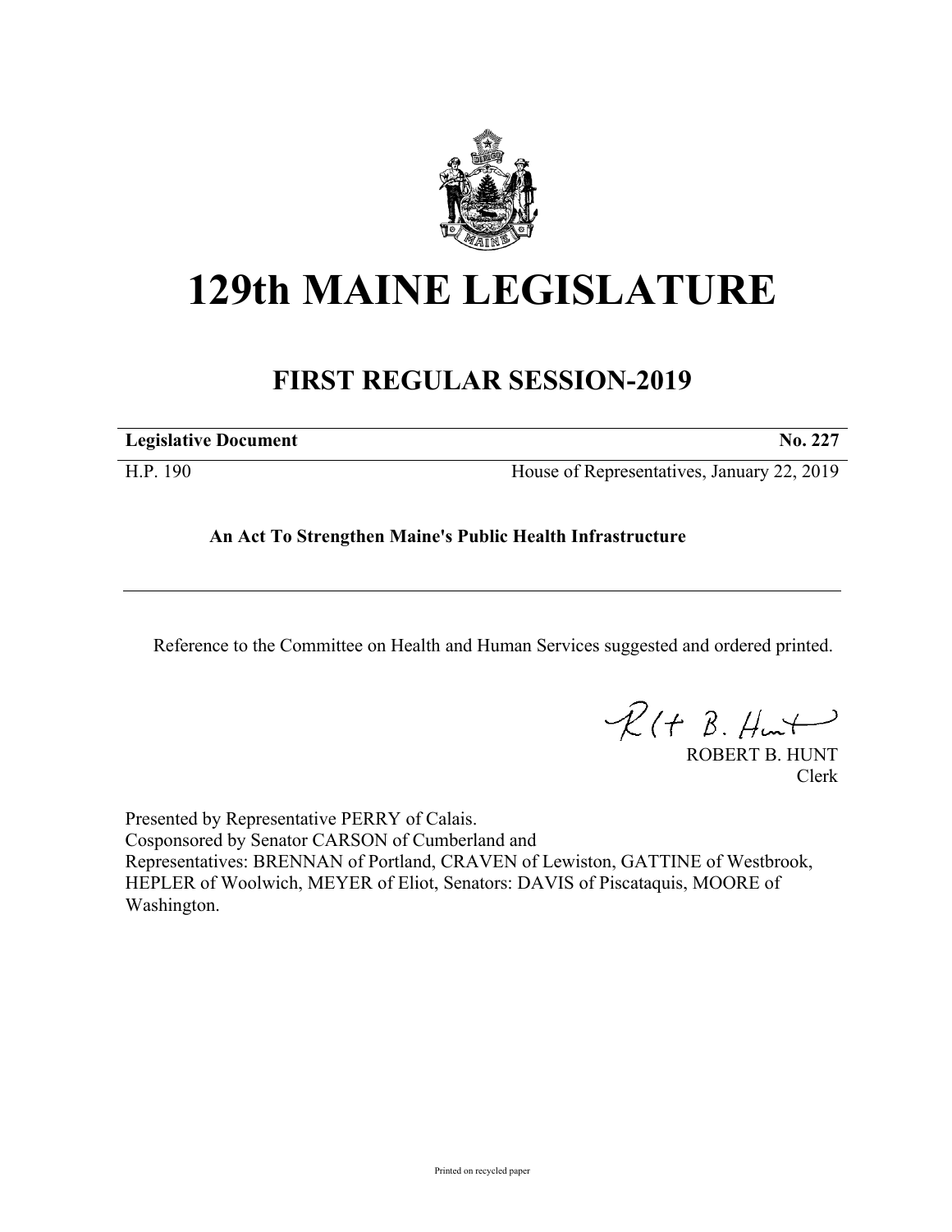# 129th MAINE LEGISLATURE

## FIRST REGULAR SESSION-2019

| **Legislative Document** | **No. 227** |
| --- | --- |
| H.P. 190 | House of Representatives, January 22, 2019 |

**An Act To Strengthen Maine's Public Health Infrastructure**

Reference to the Committee on Health and Human Services suggested and ordered printed.

ROBERT B. HUNT
Clerk

Presented by Representative PERRY of Calais.
Cosponsored by Senator CARSON of Cumberland and
Representatives: BRENNAN of Portland, CRAVEN of Lewiston, GATTINE of Westbrook, HEPLER of Woolwich, MEYER of Eliot, Senators: DAVIS of Piscataquis, MOORE of Washington.

Printed on recycled paper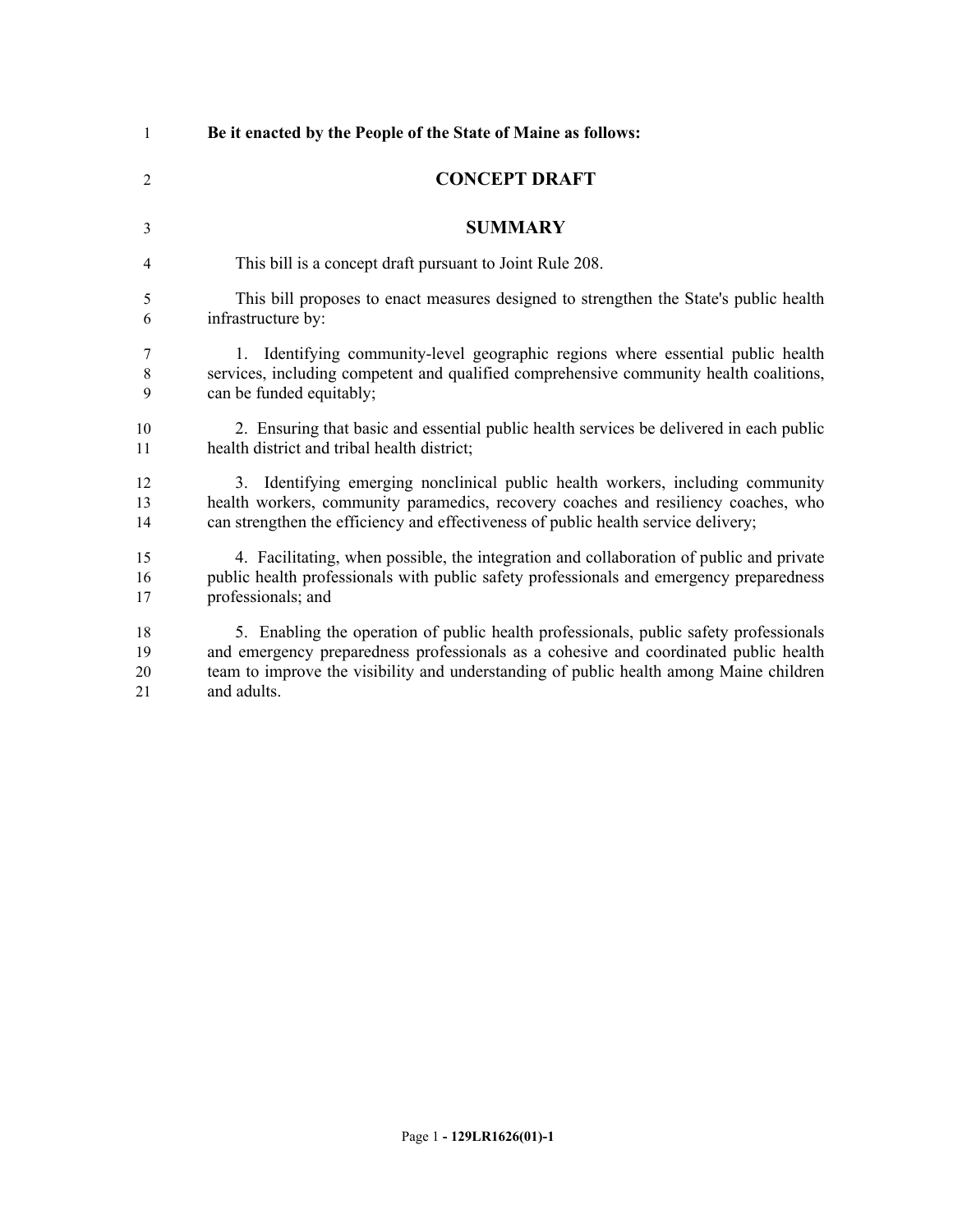**Be it enacted by the People of the State of Maine as follows:**

## CONCEPT DRAFT

## SUMMARY

This bill is a concept draft pursuant to Joint Rule 208.

This bill proposes to enact measures designed to strengthen the State's public health infrastructure by:

1. Identifying community-level geographic regions where essential public health services, including competent and qualified comprehensive community health coalitions, can be funded equitably;

2. Ensuring that basic and essential public health services be delivered in each public health district and tribal health district;

3. Identifying emerging nonclinical public health workers, including community health workers, community paramedics, recovery coaches and resiliency coaches, who can strengthen the efficiency and effectiveness of public health service delivery;

4. Facilitating, when possible, the integration and collaboration of public and private public health professionals with public safety professionals and emergency preparedness professionals; and

5. Enabling the operation of public health professionals, public safety professionals and emergency preparedness professionals as a cohesive and coordinated public health team to improve the visibility and understanding of public health among Maine children and adults.